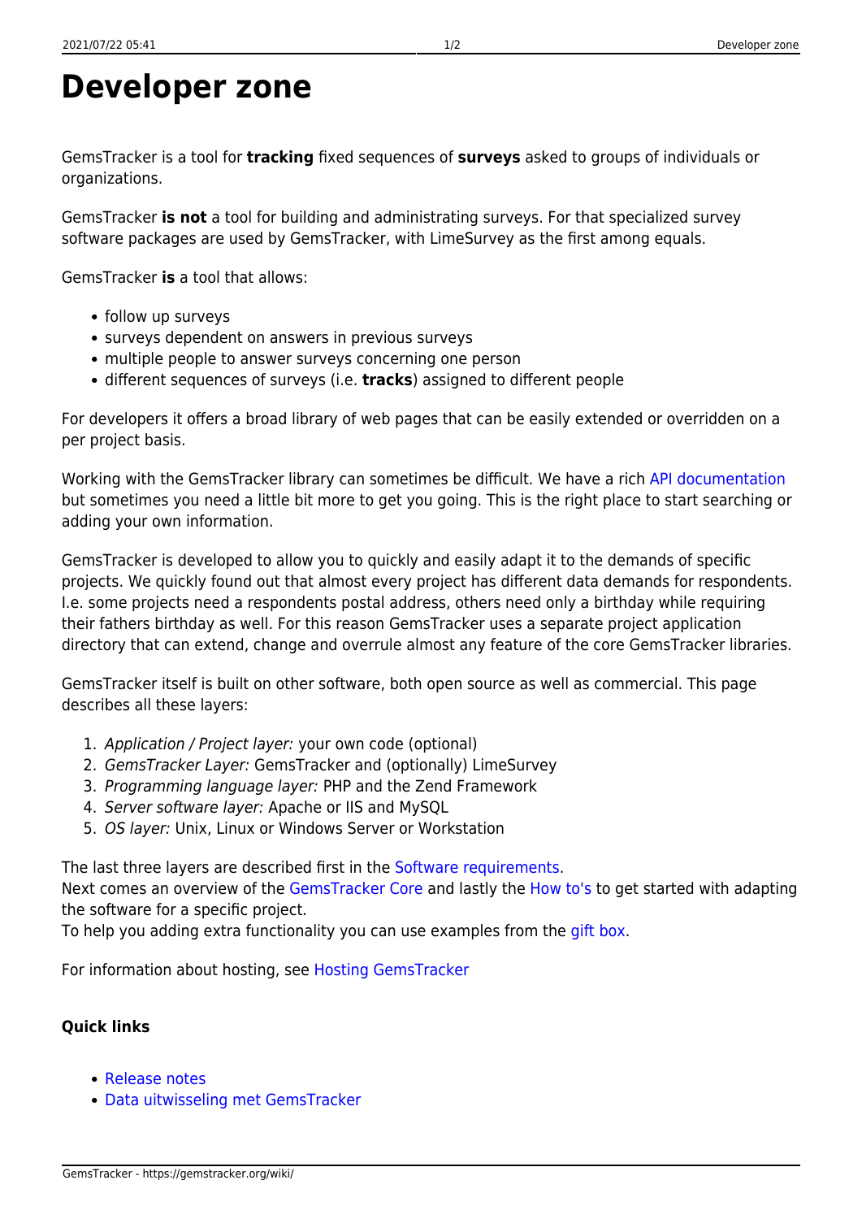# Developer zone

GemsTracker is a tool for **tracking** fixed sequences of **surveys** asked to groups of individuals or organizations.

GemsTracker **is not** a tool for building and administrating surveys. For that specialized survey software packages are used by GemsTracker, with LimeSurvey as the first among equals.

GemsTracker **is** a tool that allows:

- follow up surveys
- surveys dependent on answers in previous surveys
- multiple people to answer surveys concerning one person
- different sequences of surveys (i.e. **tracks**) assigned to different people

For developers it offers a broad library of web pages that can be easily extended or overridden on a per project basis.

Working with the GemsTracker library can sometimes be difficult. We have a rich API documentation but sometimes you need a little bit more to get you going. This is the right place to start searching or adding your own information.

GemsTracker is developed to allow you to quickly and easily adapt it to the demands of specific projects. We quickly found out that almost every project has different data demands for respondents. I.e. some projects need a respondents postal address, others need only a birthday while requiring their fathers birthday as well. For this reason GemsTracker uses a separate project application directory that can extend, change and overrule almost any feature of the core GemsTracker libraries.

GemsTracker itself is built on other software, both open source as well as commercial. This page describes all these layers:

1. *Application / Project layer:* your own code (optional)
2. *GemsTracker Layer:* GemsTracker and (optionally) LimeSurvey
3. *Programming language layer:* PHP and the Zend Framework
4. *Server software layer:* Apache or IIS and MySQL
5. *OS layer:* Unix, Linux or Windows Server or Workstation

The last three layers are described first in the Software requirements.
Next comes an overview of the GemsTracker Core and lastly the How to's to get started with adapting the software for a specific project.
To help you adding extra functionality you can use examples from the gift box.

For information about hosting, see Hosting GemsTracker

**Quick links**

- Release notes
- Data uitwisseling met GemsTracker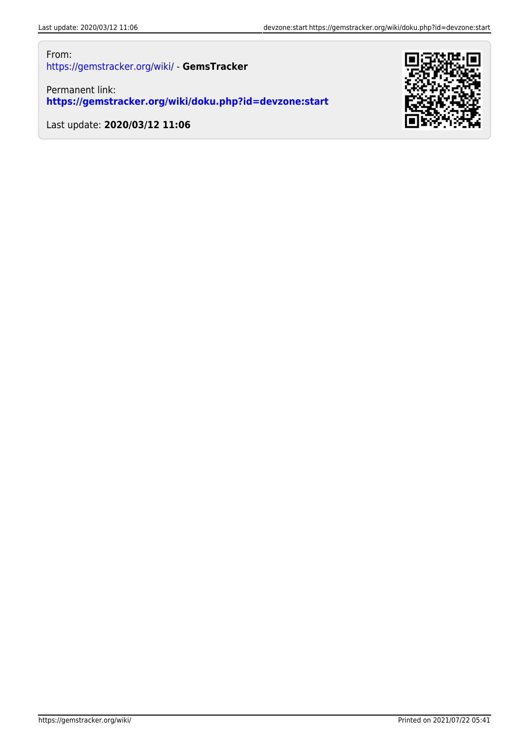From:
https://gemstracker.org/wiki/ - **GemsTracker**

Permanent link:
**https://gemstracker.org/wiki/doku.php?id=devzone:start**

Last update: **2020/03/12 11:06**